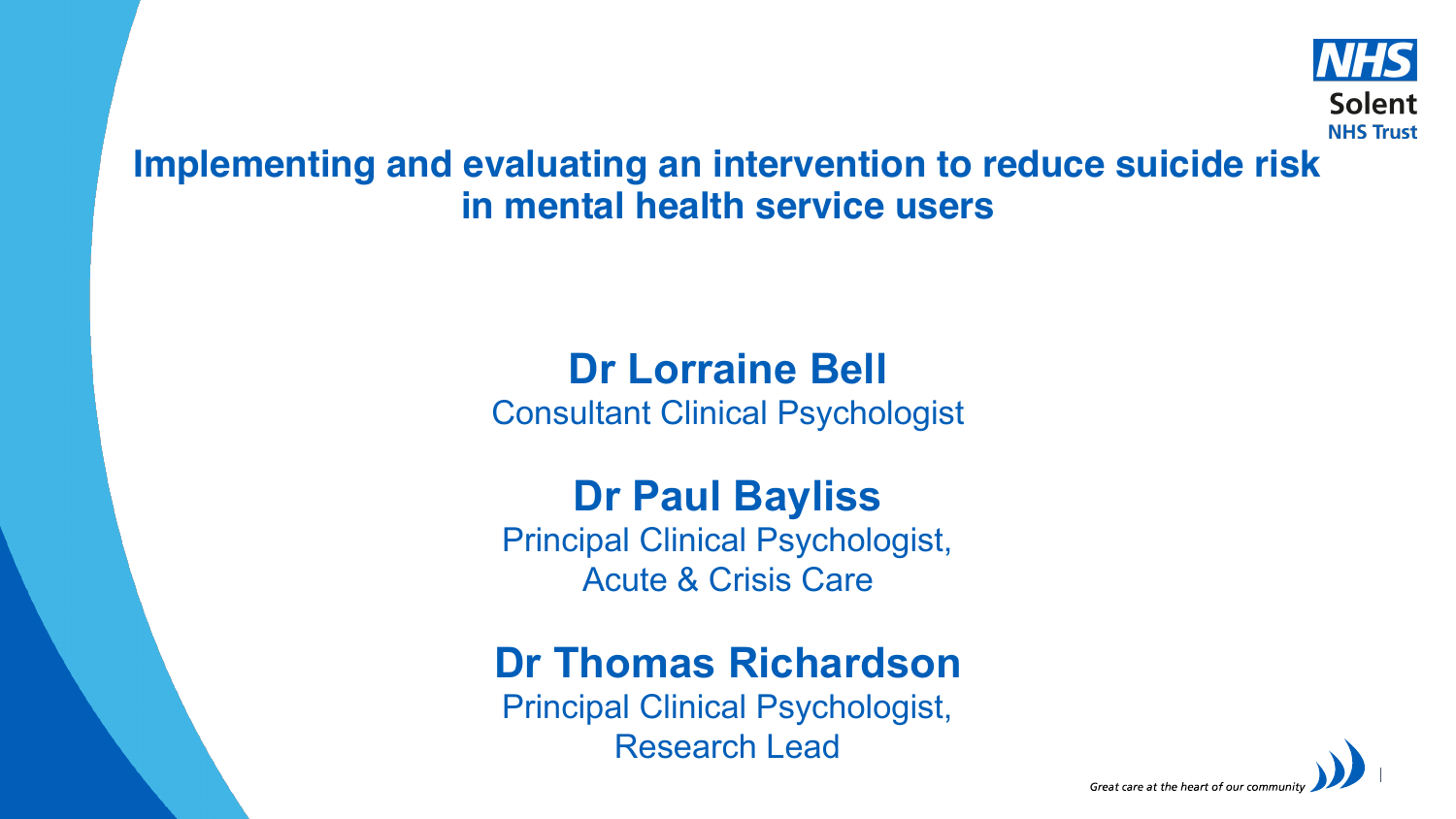NHS
Solent
NHS Trust

# Implementing and evaluating an intervention to reduce suicide risk in mental health service users

**Dr Lorraine Bell**
Consultant Clinical Psychologist

**Dr Paul Bayliss**
Principal Clinical Psychologist,
Acute & Crisis Care

**Dr Thomas Richardson**
Principal Clinical Psychologist,
Research Lead

*Great care at the heart of our community*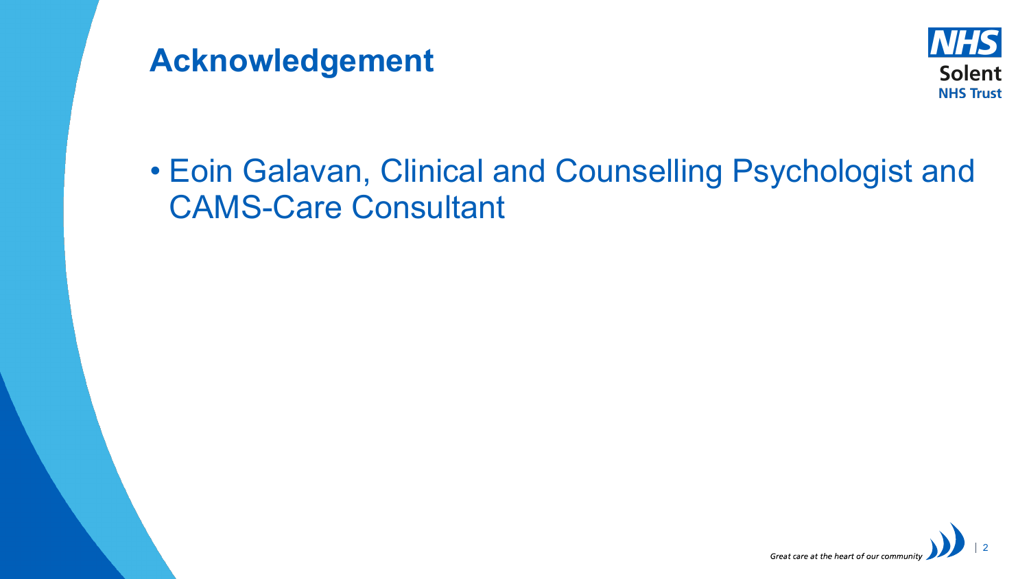# Acknowledgement

- Eoin Galavan, Clinical and Counselling Psychologist and CAMS-Care Consultant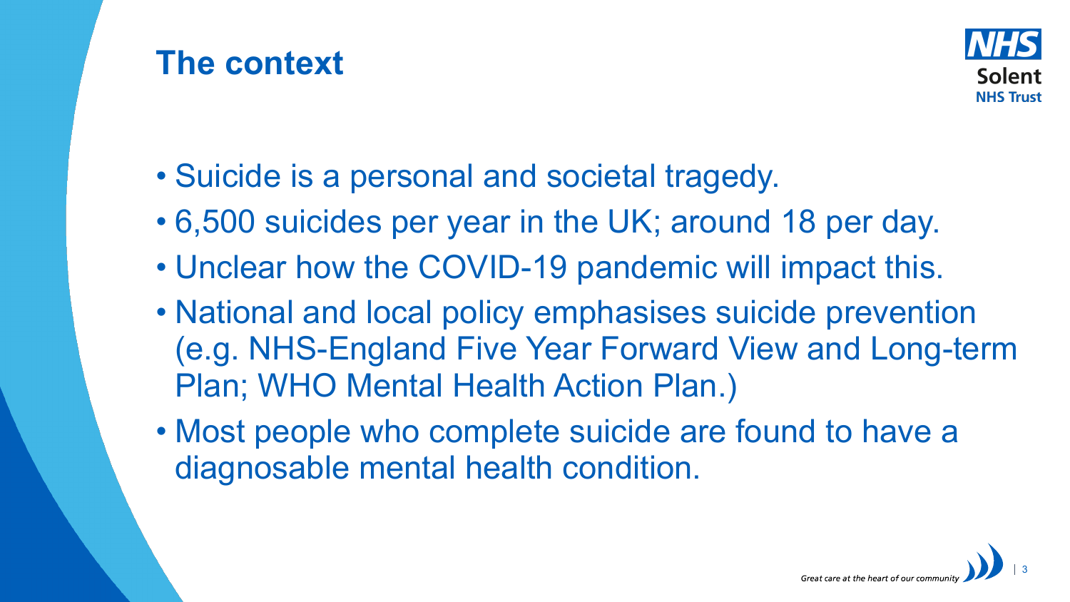# The context

- Suicide is a personal and societal tragedy.
- 6,500 suicides per year in the UK; around 18 per day.
- Unclear how the COVID-19 pandemic will impact this.
- National and local policy emphasises suicide prevention (e.g. NHS-England Five Year Forward View and Long-term Plan; WHO Mental Health Action Plan.)
- Most people who complete suicide are found to have a diagnosable mental health condition.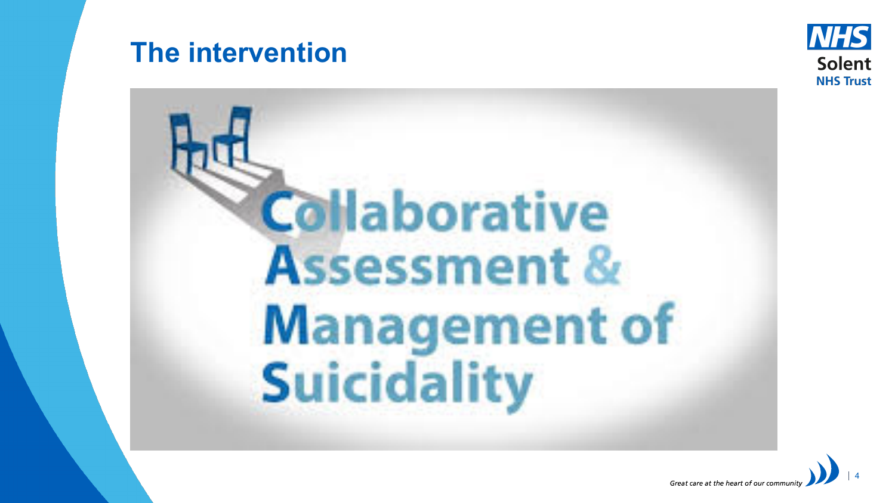# The intervention

Collaborative Assessment & Management of Suicidality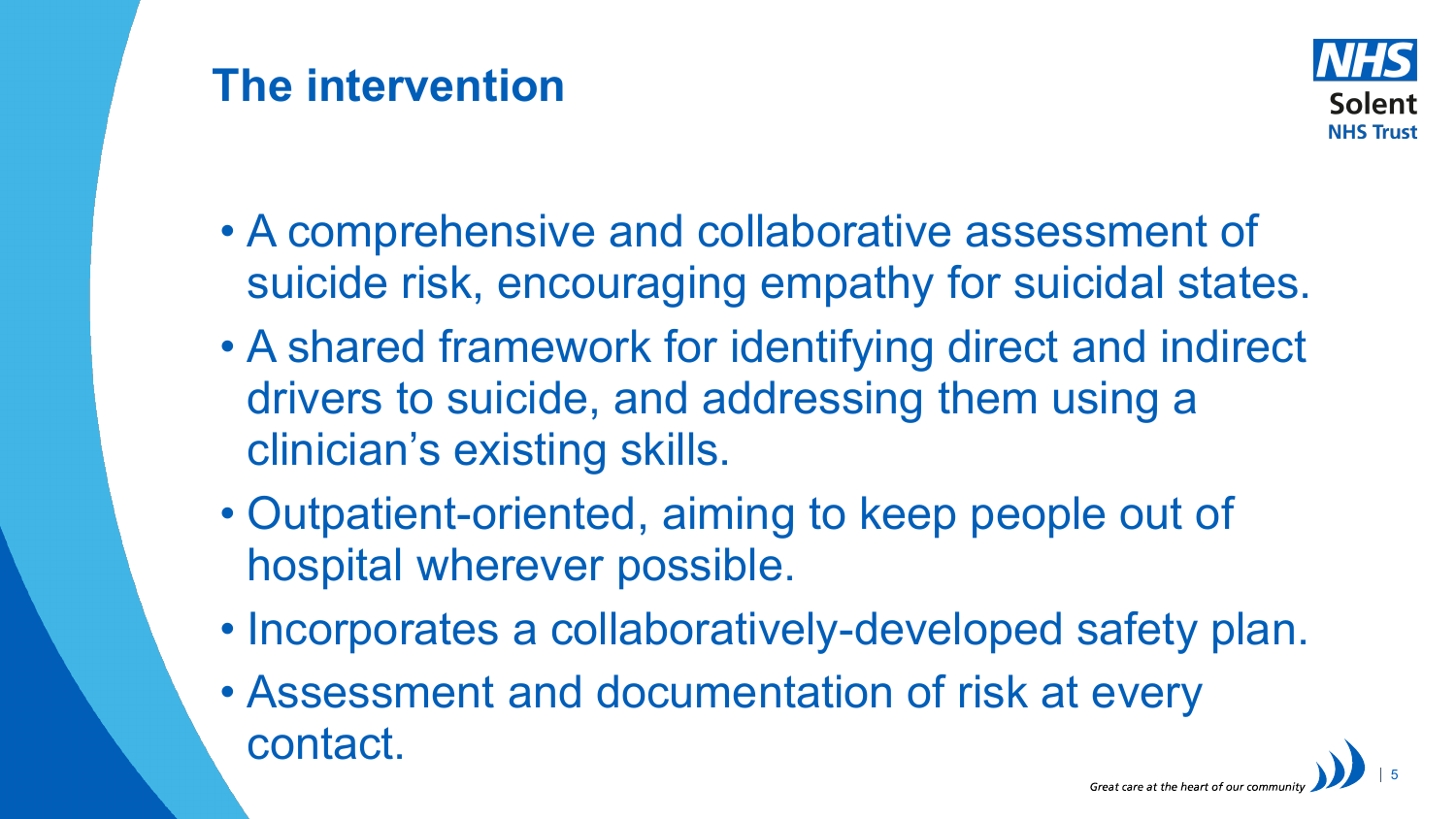# The intervention

- A comprehensive and collaborative assessment of suicide risk, encouraging empathy for suicidal states.
- A shared framework for identifying direct and indirect drivers to suicide, and addressing them using a clinician's existing skills.
- Outpatient-oriented, aiming to keep people out of hospital wherever possible.
- Incorporates a collaboratively-developed safety plan.
- Assessment and documentation of risk at every contact.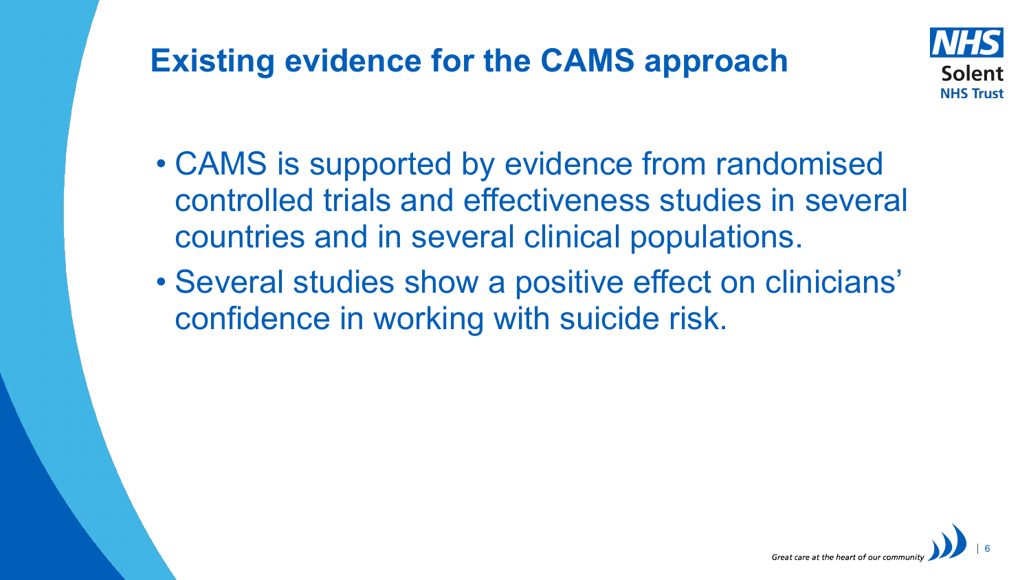# Existing evidence for the CAMS approach

- CAMS is supported by evidence from randomised controlled trials and effectiveness studies in several countries and in several clinical populations.
- Several studies show a positive effect on clinicians' confidence in working with suicide risk.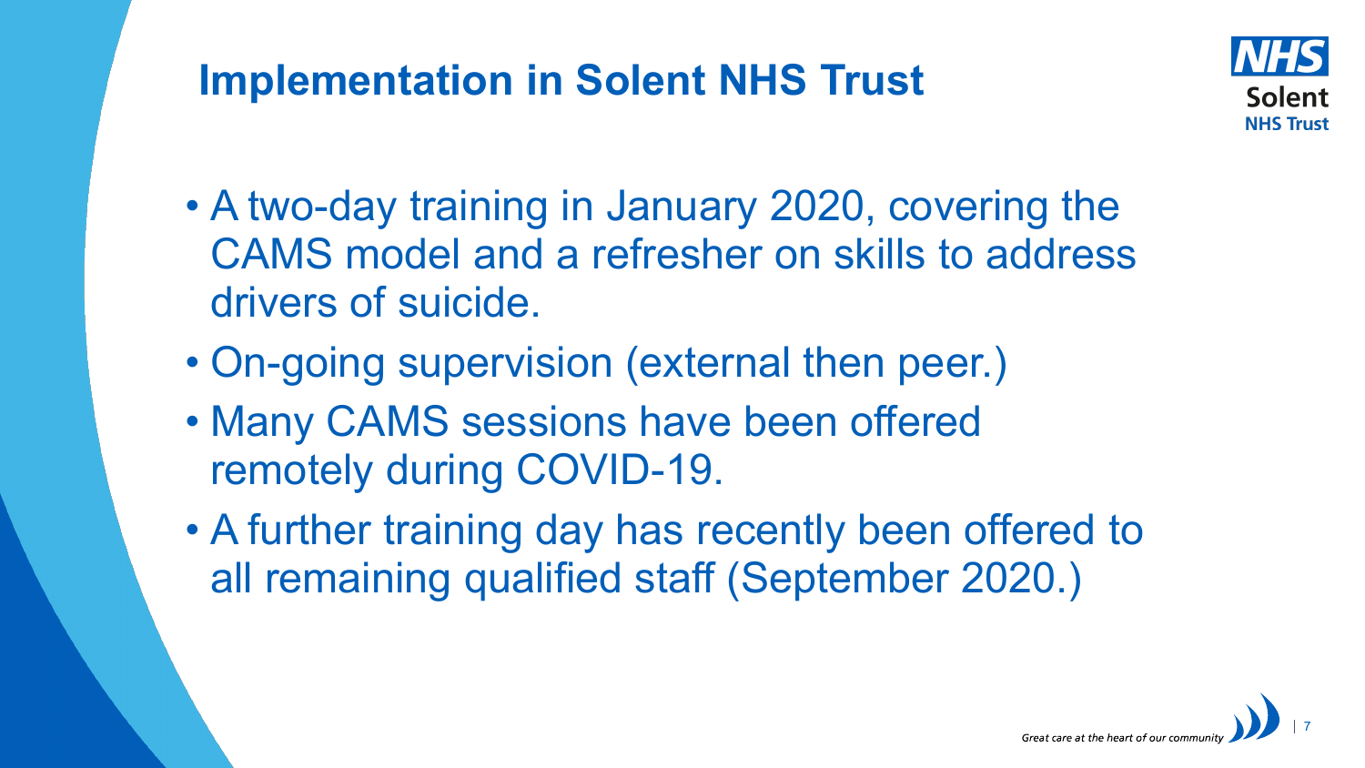# Implementation in Solent NHS Trust

- A two-day training in January 2020, covering the CAMS model and a refresher on skills to address drivers of suicide.
- On-going supervision (external then peer.)
- Many CAMS sessions have been offered remotely during COVID-19.
- A further training day has recently been offered to all remaining qualified staff (September 2020.)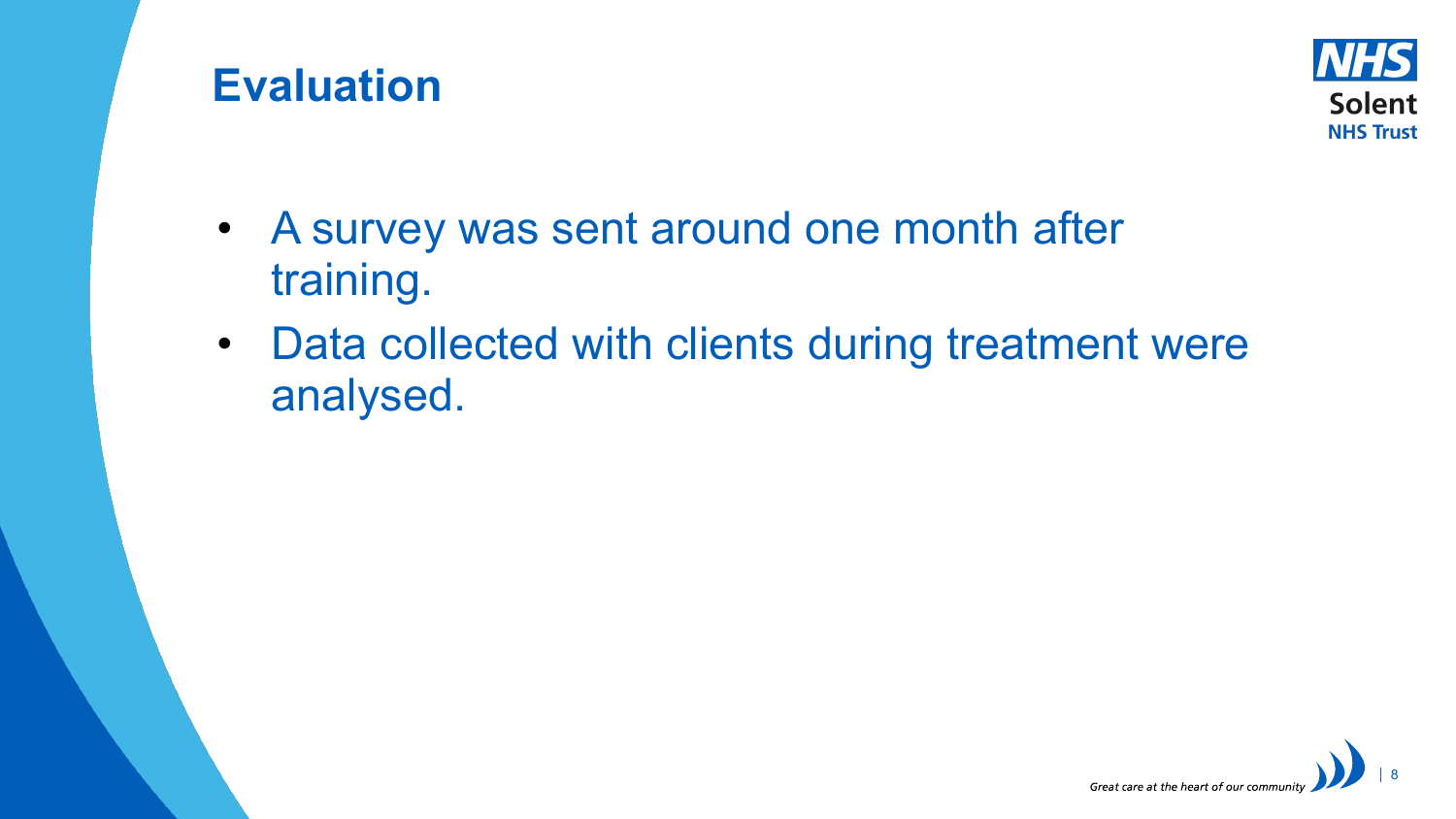# Evaluation

- A survey was sent around one month after training.
- Data collected with clients during treatment were analysed.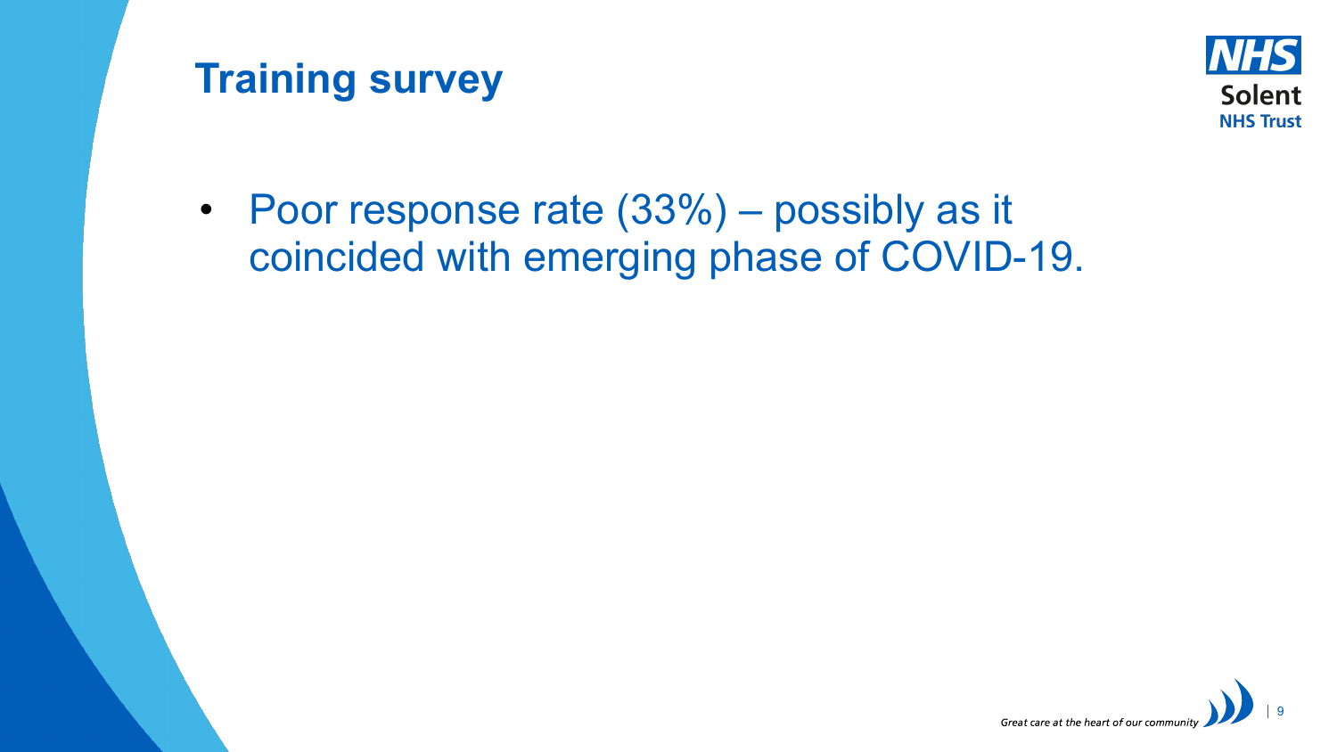# Training survey

- Poor response rate (33%) – possibly as it coincided with emerging phase of COVID-19.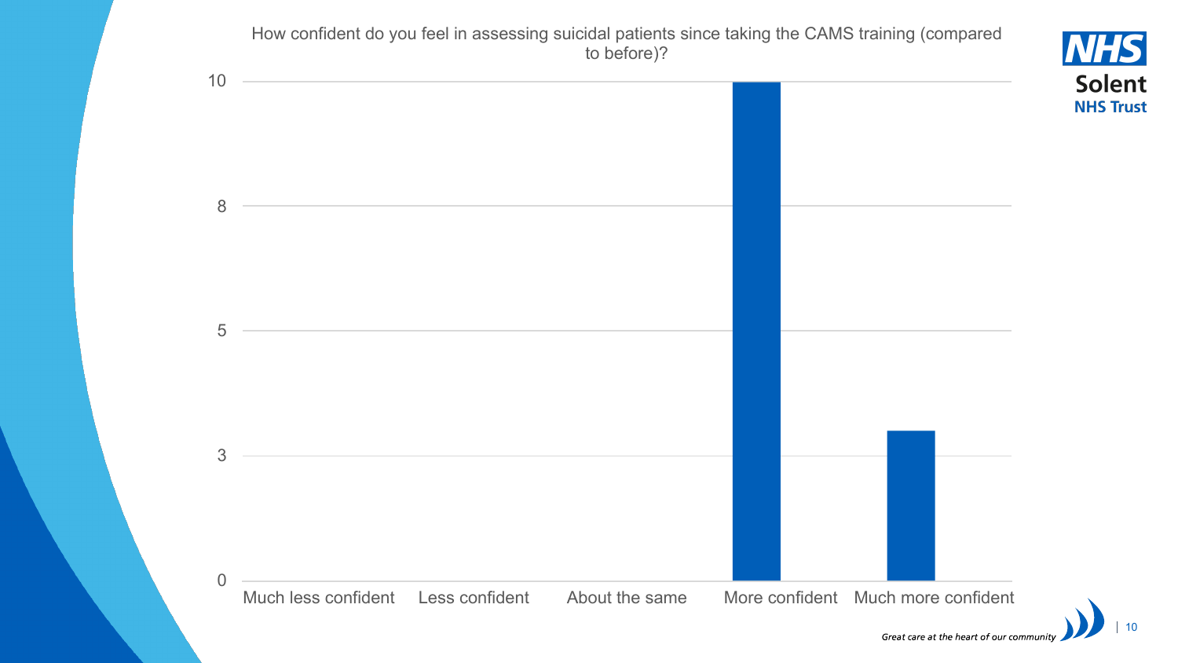How confident do you feel in assessing suicidal patients since taking the CAMS training (compared to before)?

| Response | Count |
| --- | --- |
| Much less confident | 0 |
| Less confident | 0 |
| About the same | 0 |
| More confident | 10 |
| Much more confident | 3.6 |

Great care at the heart of our community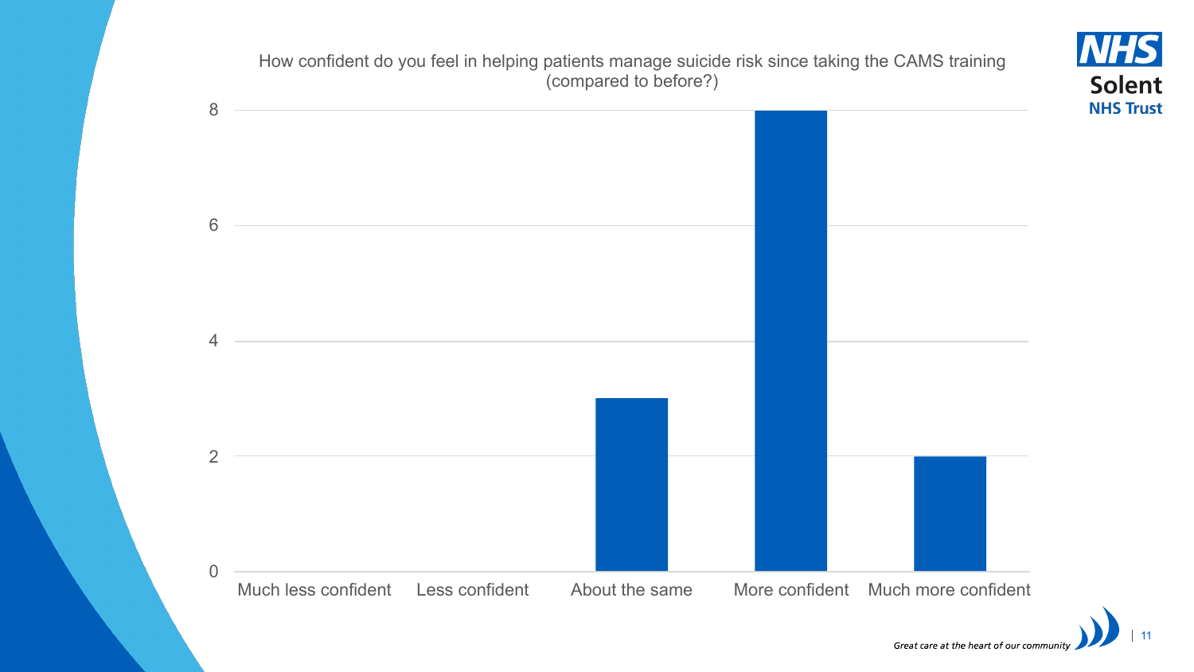How confident do you feel in helping patients manage suicide risk since taking the CAMS training (compared to before?)

| Response | Count |
| --- | --- |
| Much less confident | 0 |
| Less confident | 0 |
| About the same | 3 |
| More confident | 8 |
| Much more confident | 2 |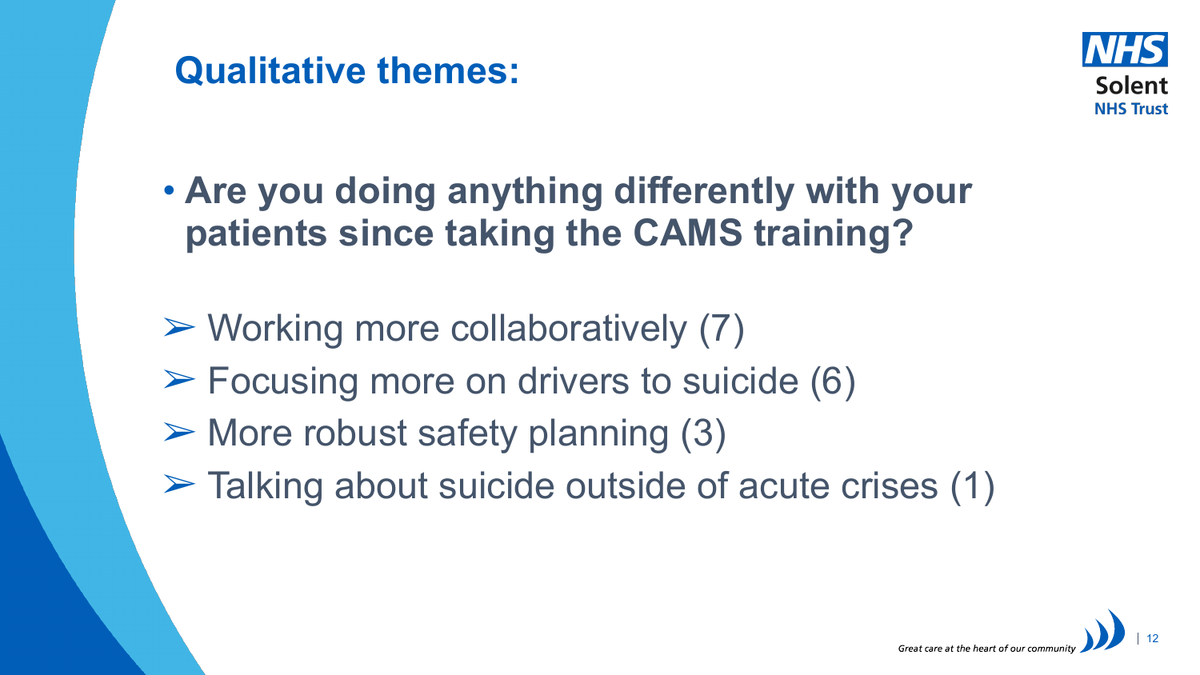# Qualitative themes:

- **Are you doing anything differently with your patients since taking the CAMS training?**

- Working more collaboratively (7)
- Focusing more on drivers to suicide (6)
- More robust safety planning (3)
- Talking about suicide outside of acute crises (1)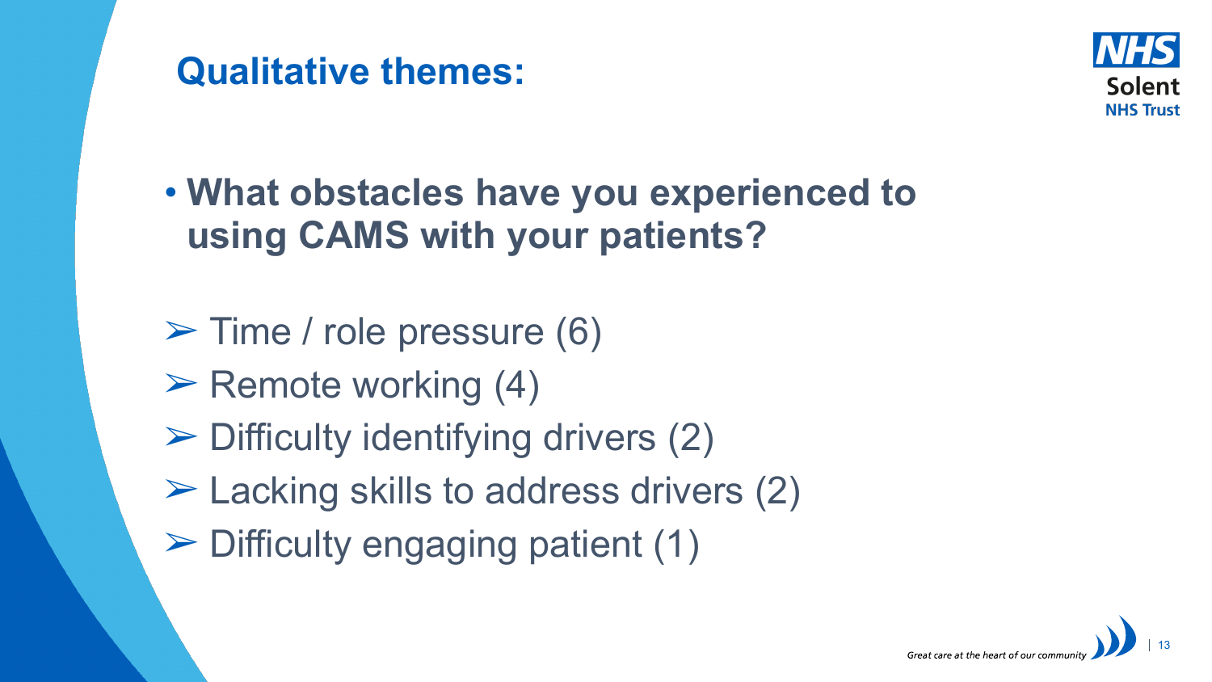## Qualitative themes:

- **What obstacles have you experienced to using CAMS with your patients?**

- ➢ Time / role pressure (6)
- ➢ Remote working (4)
- ➢ Difficulty identifying drivers (2)
- ➢ Lacking skills to address drivers (2)
- ➢ Difficulty engaging patient (1)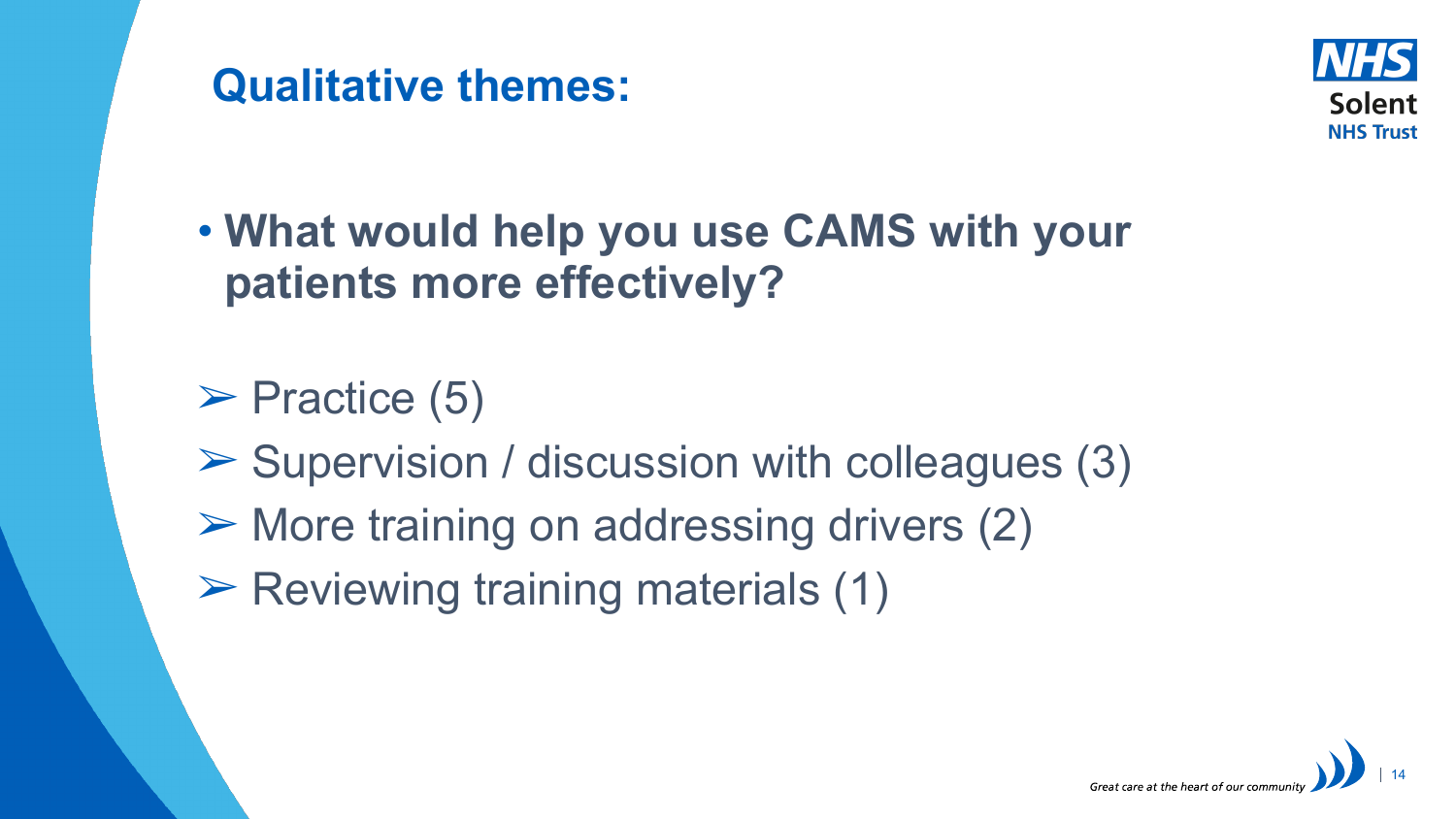## Qualitative themes:

- **What would help you use CAMS with your patients more effectively?**

- Practice (5)
- Supervision / discussion with colleagues (3)
- More training on addressing drivers (2)
- Reviewing training materials (1)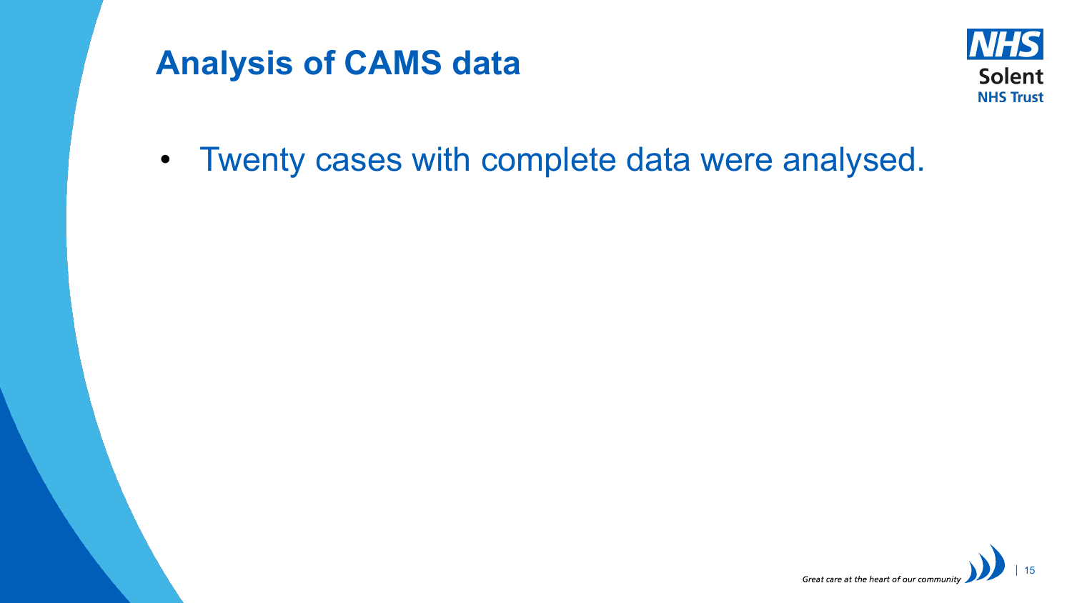# Analysis of CAMS data

- Twenty cases with complete data were analysed.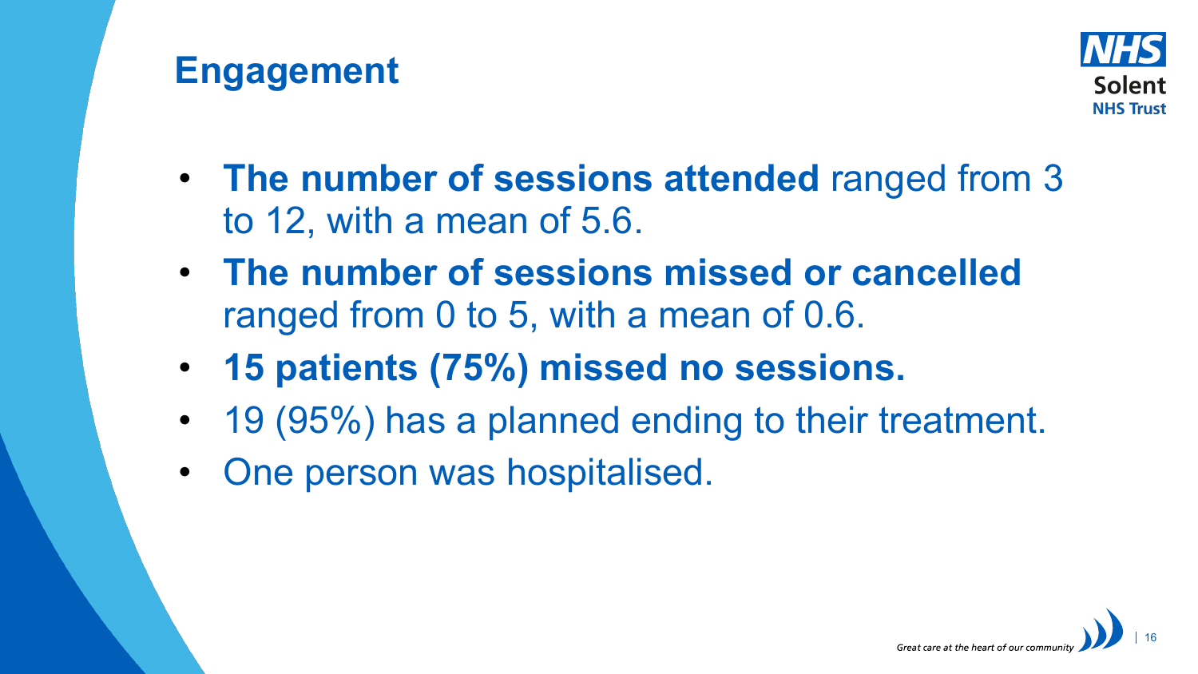## Engagement

- **The number of sessions attended** ranged from 3 to 12, with a mean of 5.6.
- **The number of sessions missed or cancelled** ranged from 0 to 5, with a mean of 0.6.
- **15 patients (75%) missed no sessions.**
- 19 (95%) has a planned ending to their treatment.
- One person was hospitalised.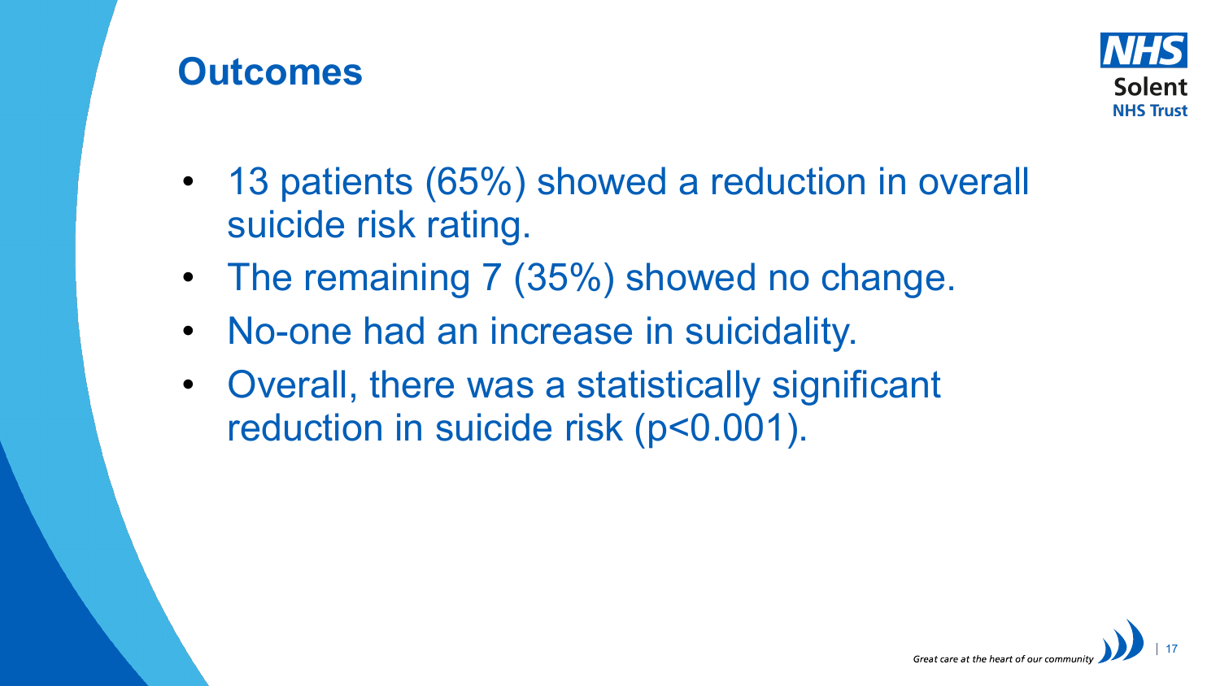## Outcomes

- 13 patients (65%) showed a reduction in overall suicide risk rating.
- The remaining 7 (35%) showed no change.
- No-one had an increase in suicidality.
- Overall, there was a statistically significant reduction in suicide risk ($p<0.001$).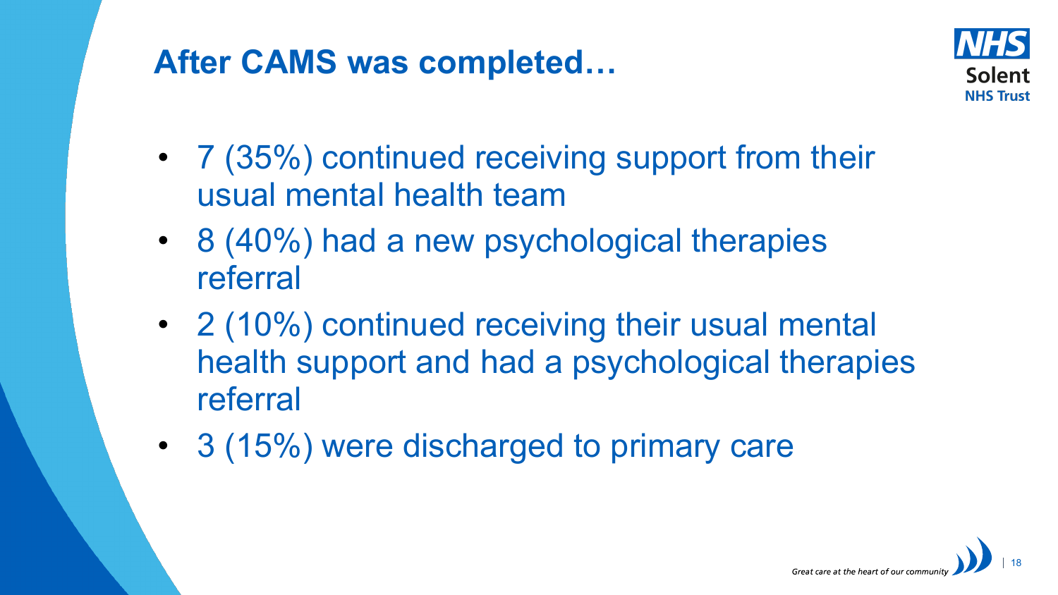# After CAMS was completed…

- 7 (35%) continued receiving support from their usual mental health team
- 8 (40%) had a new psychological therapies referral
- 2 (10%) continued receiving their usual mental health support and had a psychological therapies referral
- 3 (15%) were discharged to primary care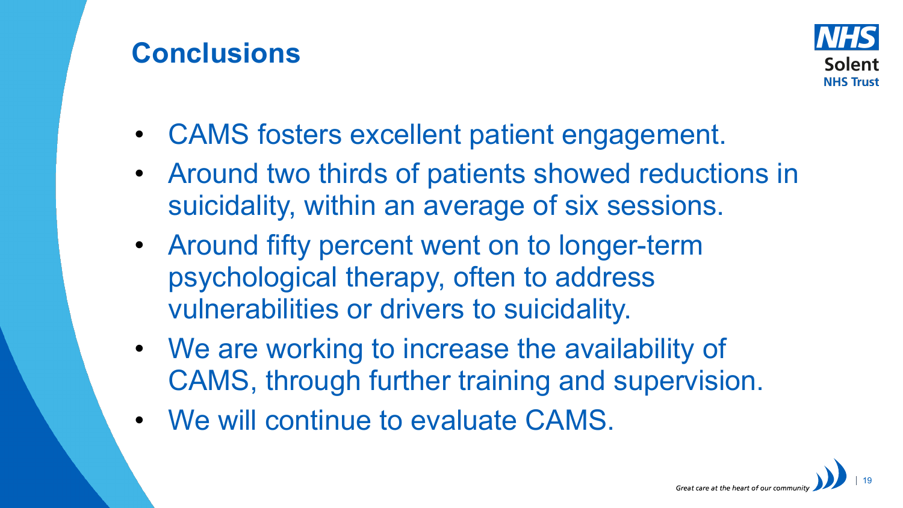# Conclusions

- CAMS fosters excellent patient engagement.
- Around two thirds of patients showed reductions in suicidality, within an average of six sessions.
- Around fifty percent went on to longer-term psychological therapy, often to address vulnerabilities or drivers to suicidality.
- We are working to increase the availability of CAMS, through further training and supervision.
- We will continue to evaluate CAMS.